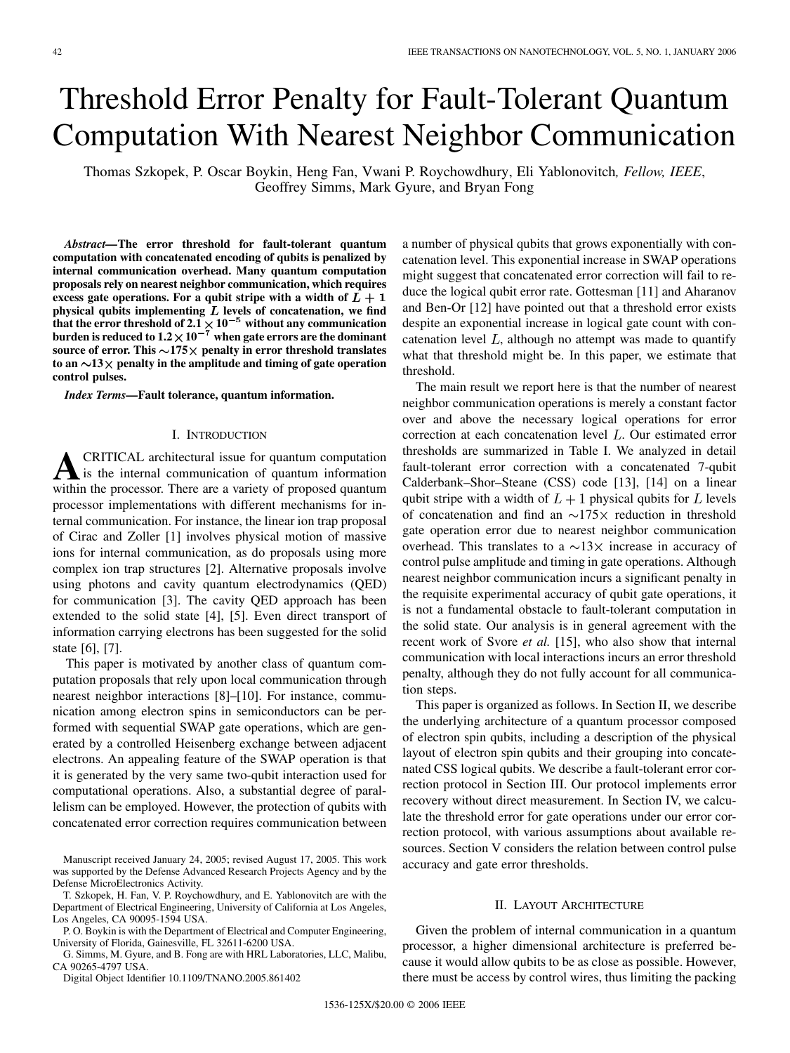# Threshold Error Penalty for Fault-Tolerant Quantum Computation With Nearest Neighbor Communication

Thomas Szkopek, P. Oscar Boykin, Heng Fan, Vwani P. Roychowdhury, Eli Yablonovitch, *Fellow, IEEE*, Geoffrey Simms, Mark Gyure, and Bryan Fong

***Abstract*—The error threshold for fault-tolerant quantum computation with concatenated encoding of qubits is penalized by internal communication overhead. Many quantum computation proposals rely on nearest neighbor communication, which requires excess gate operations. For a qubit stripe with a width of $L+1$ physical qubits implementing $L$ levels of concatenation, we find that the error threshold of $2.1 \times 10^{-5}$ without any communication burden is reduced to $1.2 \times 10^{-7}$ when gate errors are the dominant source of error. This $\sim$175$\times$ penalty in error threshold translates to an $\sim$13$\times$ penalty in the amplitude and timing of gate operation control pulses.**

***Index Terms*—Fault tolerance, quantum information.**

## I. Introduction

A CRITICAL architectural issue for quantum computation is the internal communication of quantum information within the processor. There are a variety of proposed quantum processor implementations with different mechanisms for internal communication. For instance, the linear ion trap proposal of Cirac and Zoller [1] involves physical motion of massive ions for internal communication, as do proposals using more complex ion trap structures [2]. Alternative proposals involve using photons and cavity quantum electrodynamics (QED) for communication [3]. The cavity QED approach has been extended to the solid state [4], [5]. Even direct transport of information carrying electrons has been suggested for the solid state [6], [7].

This paper is motivated by another class of quantum computation proposals that rely upon local communication through nearest neighbor interactions [8]–[10]. For instance, communication among electron spins in semiconductors can be performed with sequential SWAP gate operations, which are generated by a controlled Heisenberg exchange between adjacent electrons. An appealing feature of the SWAP operation is that it is generated by the very same two-qubit interaction used for computational operations. Also, a substantial degree of parallelism can be employed. However, the protection of qubits with concatenated error correction requires communication between a number of physical qubits that grows exponentially with concatenation level. This exponential increase in SWAP operations might suggest that concatenated error correction will fail to reduce the logical qubit error rate. Gottesman [11] and Aharanov and Ben-Or [12] have pointed out that a threshold error exists despite an exponential increase in logical gate count with concatenation level $L$, although no attempt was made to quantify what that threshold might be. In this paper, we estimate that threshold.

The main result we report here is that the number of nearest neighbor communication operations is merely a constant factor over and above the necessary logical operations for error correction at each concatenation level $L$. Our estimated error thresholds are summarized in Table I. We analyzed in detail fault-tolerant error correction with a concatenated 7-qubit Calderbank–Shor–Steane (CSS) code [13], [14] on a linear qubit stripe with a width of $L+1$ physical qubits for $L$ levels of concatenation and find an $\sim$175$\times$ reduction in threshold gate operation error due to nearest neighbor communication overhead. This translates to a $\sim$13$\times$ increase in accuracy of control pulse amplitude and timing in gate operations. Although nearest neighbor communication incurs a significant penalty in the requisite experimental accuracy of qubit gate operations, it is not a fundamental obstacle to fault-tolerant computation in the solid state. Our analysis is in general agreement with the recent work of Svore *et al.* [15], who also show that internal communication with local interactions incurs an error threshold penalty, although they do not fully account for all communication steps.

This paper is organized as follows. In Section II, we describe the underlying architecture of a quantum processor composed of electron spin qubits, including a description of the physical layout of electron spin qubits and their grouping into concatenated CSS logical qubits. We describe a fault-tolerant error correction protocol in Section III. Our protocol implements error recovery without direct measurement. In Section IV, we calculate the threshold error for gate operations under our error correction protocol, with various assumptions about available resources. Section V considers the relation between control pulse accuracy and gate error thresholds.

## II. Layout Architecture

Given the problem of internal communication in a quantum processor, a higher dimensional architecture is preferred because it would allow qubits to be as close as possible. However, there must be access by control wires, thus limiting the packing

Manuscript received January 24, 2005; revised August 17, 2005. This work was supported by the Defense Advanced Research Projects Agency and by the Defense MicroElectronics Activity.

T. Szkopek, H. Fan, V. P. Roychowdhury, and E. Yablonovitch are with the Department of Electrical Engineering, University of California at Los Angeles, Los Angeles, CA 90095-1594 USA.

P. O. Boykin is with the Department of Electrical and Computer Engineering, University of Florida, Gainesville, FL 32611-6200 USA.

G. Simms, M. Gyure, and B. Fong are with HRL Laboratories, LLC, Malibu, CA 90265-4797 USA.

Digital Object Identifier 10.1109/TNANO.2005.861402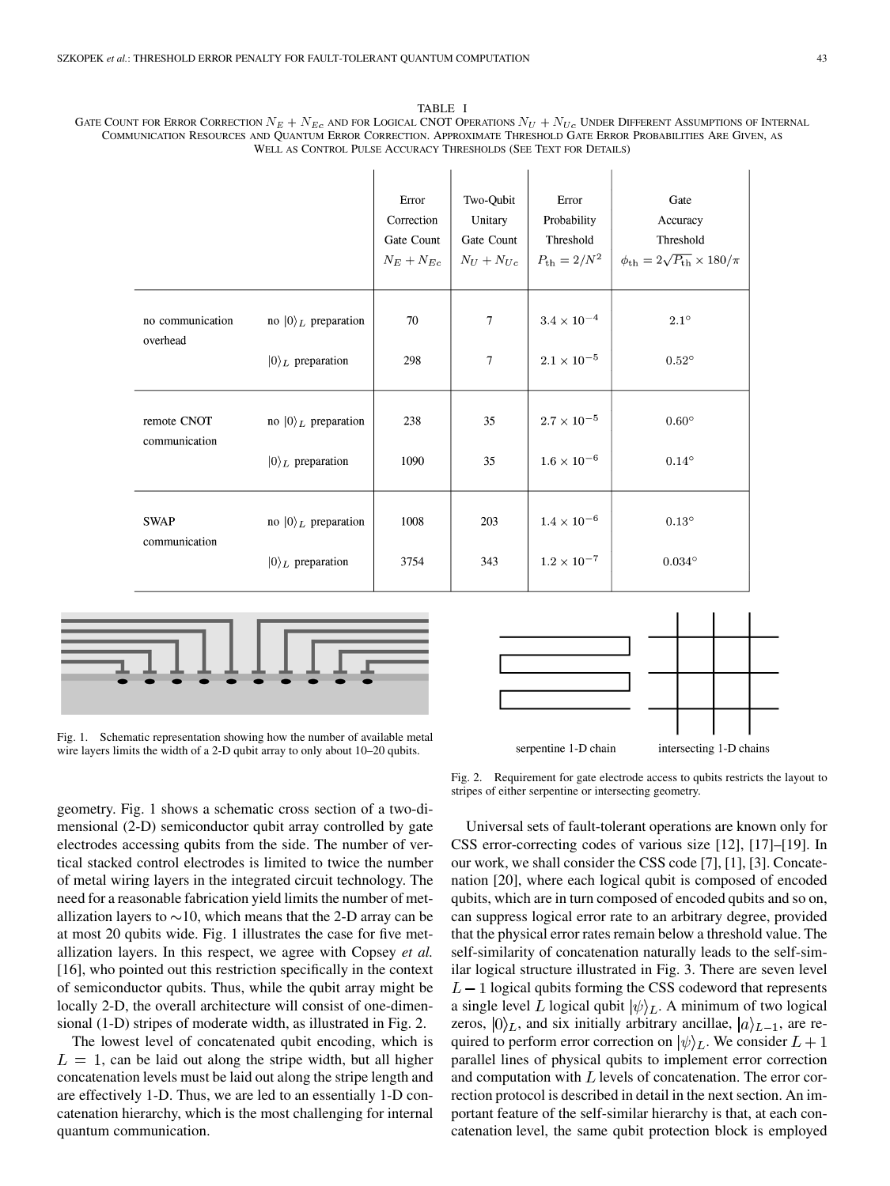TABLE I

GATE COUNT FOR ERROR CORRECTION $N_E + N_{Ec}$ AND FOR LOGICAL CNOT OPERATIONS $N_U + N_{Uc}$ UNDER DIFFERENT ASSUMPTIONS OF INTERNAL COMMUNICATION RESOURCES AND QUANTUM ERROR CORRECTION. APPROXIMATE THRESHOLD GATE ERROR PROBABILITIES ARE GIVEN, AS WELL AS CONTROL PULSE ACCURACY THRESHOLDS (SEE TEXT FOR DETAILS)

| | | Error Correction Gate Count $N_E + N_{Ec}$ | Two-Qubit Unitary Gate Count $N_U + N_{Uc}$ | Error Probability Threshold $P_{\rm th} = 2/N^2$ | Gate Accuracy Threshold $\phi_{\rm th} = 2\sqrt{P_{\rm th}} \times 180/\pi$ |
|---|---|---|---|---|---|
| no communication overhead | no $\|0\rangle_L$ preparation | 70 | 7 | $3.4 \times 10^{-4}$ | $2.1°$ |
| | $\|0\rangle_L$ preparation | 298 | 7 | $2.1 \times 10^{-5}$ | $0.52°$ |
| remote CNOT communication | no $\|0\rangle_L$ preparation | 238 | 35 | $2.7 \times 10^{-5}$ | $0.60°$ |
| | $\|0\rangle_L$ preparation | 1090 | 35 | $1.6 \times 10^{-6}$ | $0.14°$ |
| SWAP communication | no $\|0\rangle_L$ preparation | 1008 | 203 | $1.4 \times 10^{-6}$ | $0.13°$ |
| | $\|0\rangle_L$ preparation | 3754 | 343 | $1.2 \times 10^{-7}$ | $0.034°$ |

Fig. 1. Schematic representation showing how the number of available metal wire layers limits the width of a 2-D qubit array to only about 10–20 qubits.

serpentine 1-D chain    intersecting 1-D chains

Fig. 2. Requirement for gate electrode access to qubits restricts the layout to stripes of either serpentine or intersecting geometry.

geometry. Fig. 1 shows a schematic cross section of a two-dimensional (2-D) semiconductor qubit array controlled by gate electrodes accessing qubits from the side. The number of vertical stacked control electrodes is limited to twice the number of metal wiring layers in the integrated circuit technology. The need for a reasonable fabrication yield limits the number of metallization layers to ~10, which means that the 2-D array can be at most 20 qubits wide. Fig. 1 illustrates the case for five metallization layers. In this respect, we agree with Copsey *et al.* [16], who pointed out this restriction specifically in the context of semiconductor qubits. Thus, while the qubit array might be locally 2-D, the overall architecture will consist of one-dimensional (1-D) stripes of moderate width, as illustrated in Fig. 2.

The lowest level of concatenated qubit encoding, which is $L = 1$, can be laid out along the stripe width, but all higher concatenation levels must be laid out along the stripe length and are effectively 1-D. Thus, we are led to an essentially 1-D concatenation hierarchy, which is the most challenging for internal quantum communication.

Universal sets of fault-tolerant operations are known only for CSS error-correcting codes of various size [12], [17]–[19]. In our work, we shall consider the CSS code [7], [1], [3]. Concatenation [20], where each logical qubit is composed of encoded qubits, which are in turn composed of encoded qubits and so on, can suppress logical error rate to an arbitrary degree, provided that the physical error rates remain below a threshold value. The self-similarity of concatenation naturally leads to the self-similar logical structure illustrated in Fig. 3. There are seven level $L-1$ logical qubits forming the CSS codeword that represents a single level $L$ logical qubit $|\psi\rangle_L$. A minimum of two logical zeros, $|0\rangle_L$, and six initially arbitrary ancillae, $|a\rangle_{L-1}$, are required to perform error correction on $|\psi\rangle_L$. We consider $L+1$ parallel lines of physical qubits to implement error correction and computation with $L$ levels of concatenation. The error correction protocol is described in detail in the next section. An important feature of the self-similar hierarchy is that, at each concatenation level, the same qubit protection block is employed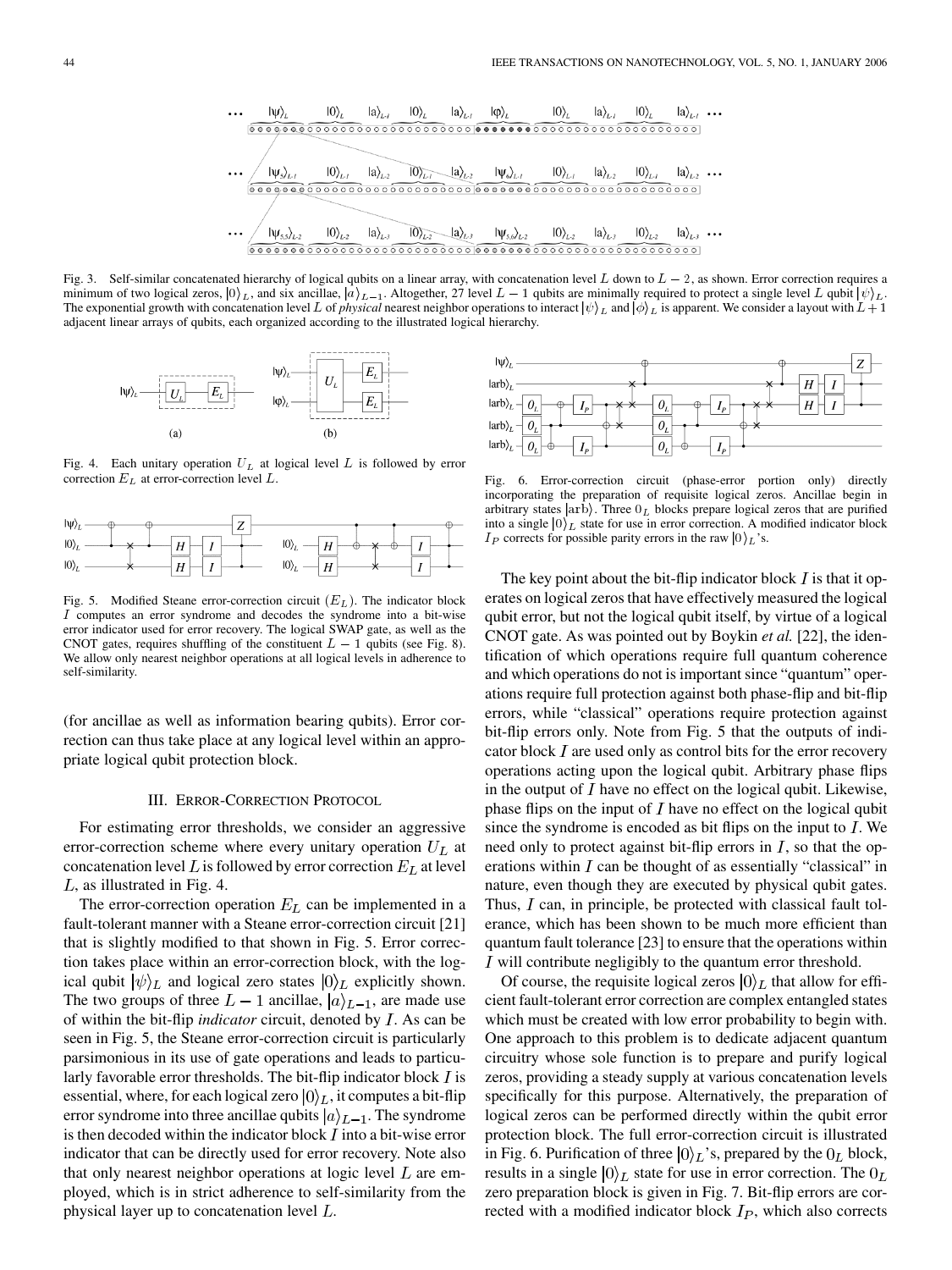Fig. 3. Self-similar concatenated hierarchy of logical qubits on a linear array, with concatenation level $L$ down to $L-2$, as shown. Error correction requires a minimum of two logical zeros, $|0\rangle_L$, and six ancillae, $|a\rangle_{L-1}$. Altogether, 27 level $L-1$ qubits are minimally required to protect a single level $L$ qubit $|\psi\rangle_L$. The exponential growth with concatenation level $L$ of *physical* nearest neighbor operations to interact $|\psi\rangle_L$ and $|\phi\rangle_L$ is apparent. We consider a layout with $L+1$ adjacent linear arrays of qubits, each organized according to the illustrated logical hierarchy.

Fig. 4. Each unitary operation $U_L$ at logical level $L$ is followed by error correction $E_L$ at error-correction level $L$.

Fig. 5. Modified Steane error-correction circuit ($E_L$). The indicator block $I$ computes an error syndrome and decodes the syndrome into a bit-wise error indicator used for error recovery. The logical SWAP gate, as well as the CNOT gates, requires shuffling of the constituent $L-1$ qubits (see Fig. 8). We allow only nearest neighbor operations at all logical levels in adherence to self-similarity.

Fig. 6. Error-correction circuit (phase-error portion only) directly incorporating the preparation of requisite logical zeros. Ancillae begin in arbitrary states $|\text{arb}\rangle$. Three $0_L$ blocks prepare logical zeros that are purified into a single $|0\rangle_L$ state for use in error correction. A modified indicator block $I_P$ corrects for possible parity errors in the raw $|0\rangle_L$'s.

(for ancillae as well as information bearing qubits). Error correction can thus take place at any logical level within an appropriate logical qubit protection block.

## III. Error-Correction Protocol

For estimating error thresholds, we consider an aggressive error-correction scheme where every unitary operation $U_L$ at concatenation level $L$ is followed by error correction $E_L$ at level $L$, as illustrated in Fig. 4.

The error-correction operation $E_L$ can be implemented in a fault-tolerant manner with a Steane error-correction circuit [21] that is slightly modified to that shown in Fig. 5. Error correction takes place within an error-correction block, with the logical qubit $|\psi\rangle_L$ and logical zero states $|0\rangle_L$ explicitly shown. The two groups of three $L-1$ ancillae, $|a\rangle_{L-1}$, are made use of within the bit-flip *indicator* circuit, denoted by $I$. As can be seen in Fig. 5, the Steane error-correction circuit is particularly parsimonious in its use of gate operations and leads to particularly favorable error thresholds. The bit-flip indicator block $I$ is essential, where, for each logical zero $|0\rangle_L$, it computes a bit-flip error syndrome into three ancillae qubits $|a\rangle_{L-1}$. The syndrome is then decoded within the indicator block $I$ into a bit-wise error indicator that can be directly used for error recovery. Note also that only nearest neighbor operations at logic level $L$ are employed, which is in strict adherence to self-similarity from the physical layer up to concatenation level $L$.

The key point about the bit-flip indicator block $I$ is that it operates on logical zeros that have effectively measured the logical qubit error, but not the logical qubit itself, by virtue of a logical CNOT gate. As was pointed out by Boykin *et al.* [22], the identification of which operations require full quantum coherence and which operations do not is important since "quantum" operations require full protection against both phase-flip and bit-flip errors, while "classical" operations require protection against bit-flip errors only. Note from Fig. 5 that the outputs of indicator block $I$ are used only as control bits for the error recovery operations acting upon the logical qubit. Arbitrary phase flips in the output of $I$ have no effect on the logical qubit. Likewise, phase flips on the input of $I$ have no effect on the logical qubit since the syndrome is encoded as bit flips on the input to $I$. We need only to protect against bit-flip errors in $I$, so that the operations within $I$ can be thought of as essentially "classical" in nature, even though they are executed by physical qubit gates. Thus, $I$ can, in principle, be protected with classical fault tolerance, which has been shown to be much more efficient than quantum fault tolerance [23] to ensure that the operations within $I$ will contribute negligibly to the quantum error threshold.

Of course, the requisite logical zeros $|0\rangle_L$ that allow for efficient fault-tolerant error correction are complex entangled states which must be created with low error probability to begin with. One approach to this problem is to dedicate adjacent quantum circuitry whose sole function is to prepare and purify logical zeros, providing a steady supply at various concatenation levels specifically for this purpose. Alternatively, the preparation of logical zeros can be performed directly within the qubit error protection block. The full error-correction circuit is illustrated in Fig. 6. Purification of three $|0\rangle_L$'s, prepared by the $0_L$ block, results in a single $|0\rangle_L$ state for use in error correction. The $0_L$ zero preparation block is given in Fig. 7. Bit-flip errors are corrected with a modified indicator block $I_P$, which also corrects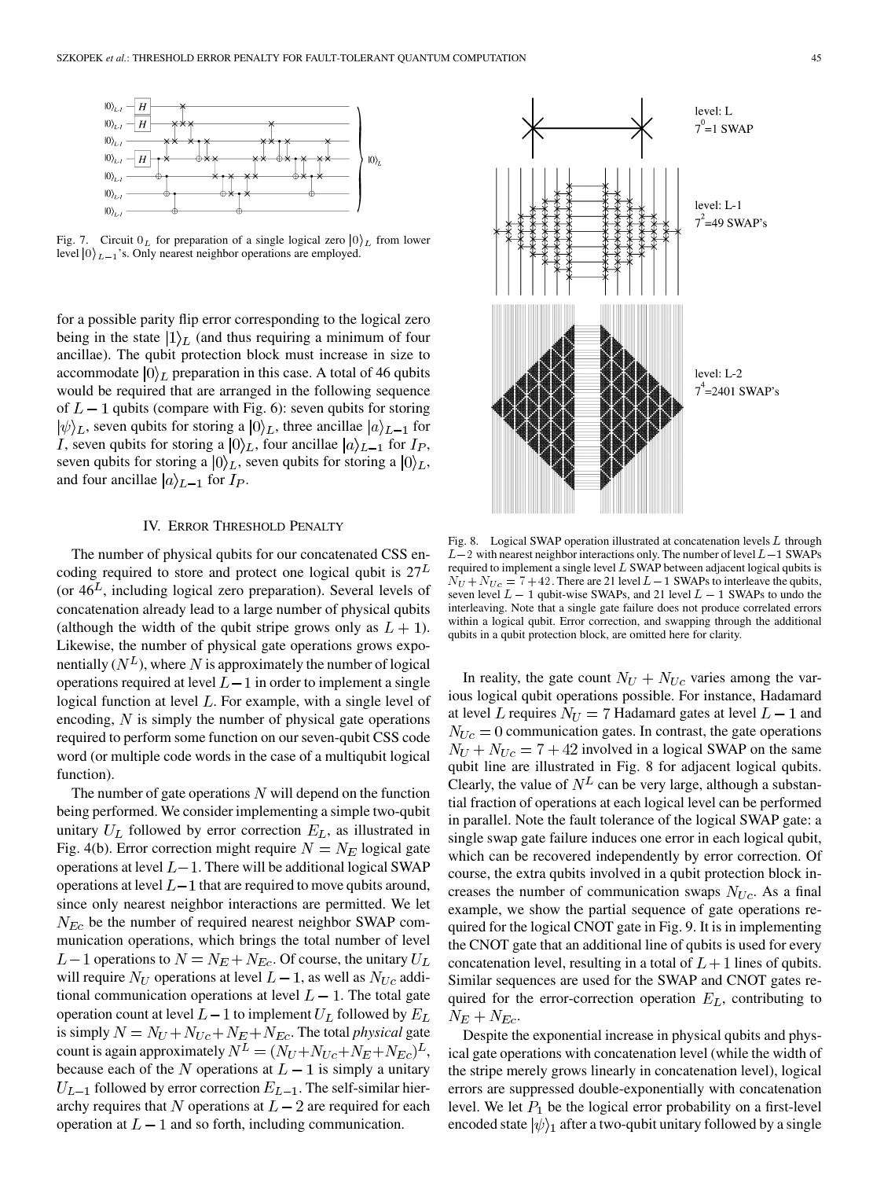Fig. 7. Circuit $0_L$ for preparation of a single logical zero $|0\rangle_L$ from lower level $|0\rangle_{L-1}$'s. Only nearest neighbor operations are employed.

for a possible parity flip error corresponding to the logical zero being in the state $|1\rangle_L$ (and thus requiring a minimum of four ancillae). The qubit protection block must increase in size to accommodate $|0\rangle_L$ preparation in this case. A total of 46 qubits would be required that are arranged in the following sequence of $L-1$ qubits (compare with Fig. 6): seven qubits for storing $|\psi\rangle_L$, seven qubits for storing a $|0\rangle_L$, three ancillae $|a\rangle_{L-1}$ for $I$, seven qubits for storing a $|0\rangle_L$, four ancillae $|a\rangle_{L-1}$ for $I_P$, seven qubits for storing a $|0\rangle_L$, seven qubits for storing a $|0\rangle_L$, and four ancillae $|a\rangle_{L-1}$ for $I_P$.

## IV. Error Threshold Penalty

The number of physical qubits for our concatenated CSS encoding required to store and protect one logical qubit is $27^L$ (or $46^L$, including logical zero preparation). Several levels of concatenation already lead to a large number of physical qubits (although the width of the qubit stripe grows only as $L+1$). Likewise, the number of physical gate operations grows exponentially ($N^L$), where $N$ is approximately the number of logical operations required at level $L-1$ in order to implement a single logical function at level $L$. For example, with a single level of encoding, $N$ is simply the number of physical gate operations required to perform some function on our seven-qubit CSS code word (or multiple code words in the case of a multiqubit logical function).

The number of gate operations $N$ will depend on the function being performed. We consider implementing a simple two-qubit unitary $U_L$ followed by error correction $E_L$, as illustrated in Fig. 4(b). Error correction might require $N = N_E$ logical gate operations at level $L-1$. There will be additional logical SWAP operations at level $L-1$ that are required to move qubits around, since only nearest neighbor interactions are permitted. We let $N_{Ec}$ be the number of required nearest neighbor SWAP communication operations, which brings the total number of level $L-1$ operations to $N = N_E + N_{Ec}$. Of course, the unitary $U_L$ will require $N_U$ operations at level $L-1$, as well as $N_{Uc}$ additional communication operations at level $L-1$. The total gate operation count at level $L-1$ to implement $U_L$ followed by $E_L$ is simply $N = N_U + N_{Uc} + N_E + N_{Ec}$. The total *physical* gate count is again approximately $N^L = (N_U + N_{Uc} + N_E + N_{Ec})^L$, because each of the $N$ operations at $L-1$ is simply a unitary $U_{L-1}$ followed by error correction $E_{L-1}$. The self-similar hierarchy requires that $N$ operations at $L-2$ are required for each operation at $L-1$ and so forth, including communication.

Fig. 8. Logical SWAP operation illustrated at concatenation levels $L$ through $L-2$ with nearest neighbor interactions only. The number of level $L-1$ SWAPs required to implement a single level $L$ SWAP between adjacent logical qubits is $N_U + N_{Uc} = 7 + 42$. There are 21 level $L-1$ SWAPs to interleave the qubits, seven level $L-1$ qubit-wise SWAPs, and 21 level $L-1$ SWAPs to undo the interleaving. Note that a single gate failure does not produce correlated errors within a logical qubit. Error correction, and swapping through the additional qubits in a qubit protection block, are omitted here for clarity.

In reality, the gate count $N_U + N_{Uc}$ varies among the various logical qubit operations possible. For instance, Hadamard at level $L$ requires $N_U = 7$ Hadamard gates at level $L-1$ and $N_{Uc} = 0$ communication gates. In contrast, the gate operations $N_U + N_{Uc} = 7 + 42$ involved in a logical SWAP on the same qubit line are illustrated in Fig. 8 for adjacent logical qubits. Clearly, the value of $N^L$ can be very large, although a substantial fraction of operations at each logical level can be performed in parallel. Note the fault tolerance of the logical SWAP gate: a single swap gate failure induces one error in each logical qubit, which can be recovered independently by error correction. Of course, the extra qubits involved in a qubit protection block increases the number of communication swaps $N_{Uc}$. As a final example, we show the partial sequence of gate operations required for the logical CNOT gate in Fig. 9. It is in implementing the CNOT gate that an additional line of qubits is used for every concatenation level, resulting in a total of $L+1$ lines of qubits. Similar sequences are used for the SWAP and CNOT gates required for the error-correction operation $E_L$, contributing to $N_E + N_{Ec}$.

Despite the exponential increase in physical qubits and physical gate operations with concatenation level (while the width of the stripe merely grows linearly in concatenation level), logical errors are suppressed double-exponentially with concatenation level. We let $P_1$ be the logical error probability on a first-level encoded state $|\psi\rangle_1$ after a two-qubit unitary followed by a single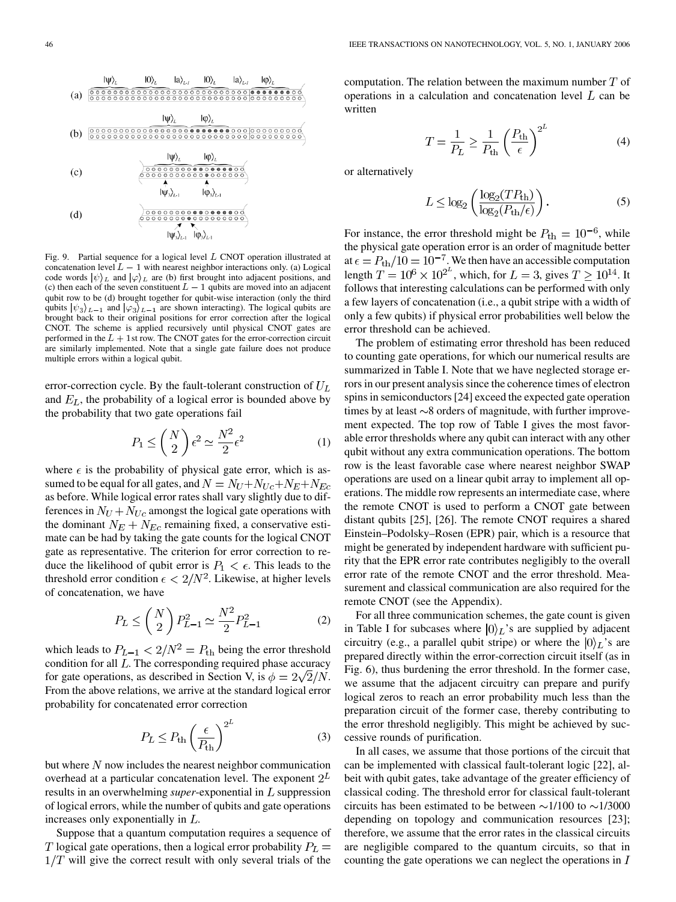Fig. 9. Partial sequence for a logical level $L$ CNOT operation illustrated at concatenation level $L-1$ with nearest neighbor interactions only. (a) Logical code words $|\psi\rangle_L$ and $|\varphi\rangle_L$ are (b) first brought into adjacent positions, and (c) then each of the seven constituent $L-1$ qubits are moved into an adjacent qubit row to be (d) brought together for qubit-wise interaction (only the third qubits $|\psi_3\rangle_{L-1}$ and $|\varphi_3\rangle_{L-1}$ are shown interacting). The logical qubits are brought back to their original positions for error correction after the logical CNOT. The scheme is applied recursively until physical CNOT gates are performed in the $L+1$st row. The CNOT gates for the error-correction circuit are similarly implemented. Note that a single gate failure does not produce multiple errors within a logical qubit.

error-correction cycle. By the fault-tolerant construction of $U_L$ and $E_L$, the probability of a logical error is bounded above by the probability that two gate operations fail

$$P_1 \leq \binom{N}{2}\epsilon^2 \simeq \frac{N^2}{2}\epsilon^2 \tag{1}$$

where $\epsilon$ is the probability of physical gate error, which is assumed to be equal for all gates, and $N = N_U + N_{Uc} + N_E + N_{Ec}$ as before. While logical error rates shall vary slightly due to differences in $N_U + N_{Uc}$ amongst the logical gate operations with the dominant $N_E + N_{Ec}$ remaining fixed, a conservative estimate can be had by taking the gate counts for the logical CNOT gate as representative. The criterion for error correction to reduce the likelihood of qubit error is $P_1 < \epsilon$. This leads to the threshold error condition $\epsilon < 2/N^2$. Likewise, at higher levels of concatenation, we have

$$P_L \leq \binom{N}{2}P_{L-1}^2 \simeq \frac{N^2}{2}P_{L-1}^2 \tag{2}$$

which leads to $P_{L-1} < 2/N^2 = P_{\text{th}}$ being the error threshold condition for all $L$. The corresponding required phase accuracy for gate operations, as described in Section V, is $\phi = 2\sqrt{2}/N$. From the above relations, we arrive at the standard logical error probability for concatenated error correction

$$P_L \leq P_{\text{th}}\left(\frac{\epsilon}{P_{\text{th}}}\right)^{2^L} \tag{3}$$

but where $N$ now includes the nearest neighbor communication overhead at a particular concatenation level. The exponent $2^L$ results in an overwhelming *super*-exponential in $L$ suppression of logical errors, while the number of qubits and gate operations increases only exponentially in $L$.

Suppose that a quantum computation requires a sequence of $T$ logical gate operations, then a logical error probability $P_L = 1/T$ will give the correct result with only several trials of the computation. The relation between the maximum number $T$ of operations in a calculation and concatenation level $L$ can be written

$$T = \frac{1}{P_L} \geq \frac{1}{P_{\text{th}}}\left(\frac{P_{\text{th}}}{\epsilon}\right)^{2^L} \tag{4}$$

or alternatively

$$L \leq \log_2\left(\frac{\log_2(TP_{\text{th}})}{\log_2(P_{\text{th}}/\epsilon)}\right). \tag{5}$$

For instance, the error threshold might be $P_{\text{th}} = 10^{-6}$, while the physical gate operation error is an order of magnitude better at $\epsilon = P_{\text{th}}/10 = 10^{-7}$. We then have an accessible computation length $T = 10^6 \times 10^{2^L}$, which, for $L = 3$, gives $T \geq 10^{14}$. It follows that interesting calculations can be performed with only a few layers of concatenation (i.e., a qubit stripe with a width of only a few qubits) if physical error probabilities well below the error threshold can be achieved.

The problem of estimating error threshold has been reduced to counting gate operations, for which our numerical results are summarized in Table I. Note that we have neglected storage errors in our present analysis since the coherence times of electron spins in semiconductors [24] exceed the expected gate operation times by at least ~8 orders of magnitude, with further improvement expected. The top row of Table I gives the most favorable error thresholds where any qubit can interact with any other qubit without any extra communication operations. The bottom row is the least favorable case where nearest neighbor SWAP operations are used on a linear qubit array to implement all operations. The middle row represents an intermediate case, where the remote CNOT is used to perform a CNOT gate between distant qubits [25], [26]. The remote CNOT requires a shared Einstein–Podolsky–Rosen (EPR) pair, which is a resource that might be generated by independent hardware with sufficient purity that the EPR error rate contributes negligibly to the overall error rate of the remote CNOT and the error threshold. Measurement and classical communication are also required for the remote CNOT (see the Appendix).

For all three communication schemes, the gate count is given in Table I for subcases where $|0\rangle_L$'s are supplied by adjacent circuitry (e.g., a parallel qubit stripe) or where the $|0\rangle_L$'s are prepared directly within the error-correction circuit itself (as in Fig. 6), thus burdening the error threshold. In the former case, we assume that the adjacent circuitry can prepare and purify logical zeros to reach an error probability much less than the preparation circuit of the former case, thereby contributing to the error threshold negligibly. This might be achieved by successive rounds of purification.

In all cases, we assume that those portions of the circuit that can be implemented with classical fault-tolerant logic [22], albeit with qubit gates, take advantage of the greater efficiency of classical coding. The threshold error for classical fault-tolerant circuits has been estimated to be between ~1/100 to ~1/3000 depending on topology and communication resources [23]; therefore, we assume that the error rates in the classical circuits are negligible compared to the quantum circuits, so that in counting the gate operations we can neglect the operations in $I$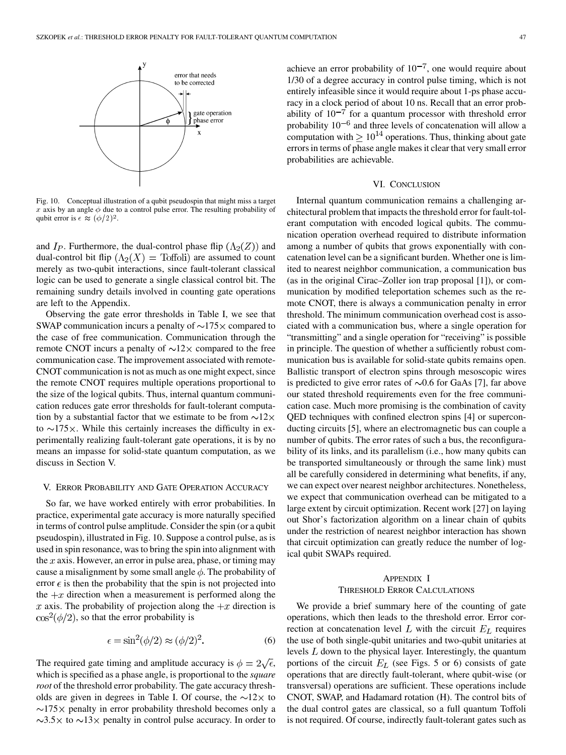Fig. 10. Conceptual illustration of a qubit pseudospin that might miss a target $x$ axis by an angle $\phi$ due to a control pulse error. The resulting probability of qubit error is $\epsilon \approx (\phi/2)^2$.

and $I_P$. Furthermore, the dual-control phase flip $(\Lambda_2(Z))$ and dual-control bit flip $(\Lambda_2(X) = \text{Toffoli})$ are assumed to count merely as two-qubit interactions, since fault-tolerant classical logic can be used to generate a single classical control bit. The remaining sundry details involved in counting gate operations are left to the Appendix.

Observing the gate error thresholds in Table I, we see that SWAP communication incurs a penalty of $\sim$175× compared to the case of free communication. Communication through the remote CNOT incurs a penalty of $\sim$12× compared to the free communication case. The improvement associated with remote-CNOT communication is not as much as one might expect, since the remote CNOT requires multiple operations proportional to the size of the logical qubits. Thus, internal quantum communication reduces gate error thresholds for fault-tolerant computation by a substantial factor that we estimate to be from $\sim$12× to $\sim$175×. While this certainly increases the difficulty in experimentally realizing fault-tolerant gate operations, it is by no means an impasse for solid-state quantum computation, as we discuss in Section V.

## V. Error Probability and Gate Operation Accuracy

So far, we have worked entirely with error probabilities. In practice, experimental gate accuracy is more naturally specified in terms of control pulse amplitude. Consider the spin (or a qubit pseudospin), illustrated in Fig. 10. Suppose a control pulse, as is used in spin resonance, was to bring the spin into alignment with the $x$ axis. However, an error in pulse area, phase, or timing may cause a misalignment by some small angle $\phi$. The probability of error $\epsilon$ is then the probability that the spin is not projected into the $+x$ direction when a measurement is performed along the $x$ axis. The probability of projection along the $+x$ direction is $\cos^2(\phi/2)$, so that the error probability is

$$\epsilon = \sin^2(\phi/2) \approx (\phi/2)^2. \tag{6}$$

The required gate timing and amplitude accuracy is $\phi = 2\sqrt{\epsilon}$, which is specified as a phase angle, is proportional to the *square root* of the threshold error probability. The gate accuracy thresholds are given in degrees in Table I. Of course, the $\sim$12× to $\sim$175× penalty in error probability threshold becomes only a $\sim$3.5× to $\sim$13× penalty in control pulse accuracy. In order to achieve an error probability of $10^{-7}$, one would require about 1/30 of a degree accuracy in control pulse timing, which is not entirely infeasible since it would require about 1-ps phase accuracy in a clock period of about 10 ns. Recall that an error probability of $10^{-7}$ for a quantum processor with threshold error probability $10^{-6}$ and three levels of concatenation will allow a computation with $\geq 10^{14}$ operations. Thus, thinking about gate errors in terms of phase angle makes it clear that very small error probabilities are achievable.

## VI. Conclusion

Internal quantum communication remains a challenging architectural problem that impacts the threshold error for fault-tolerant computation with encoded logical qubits. The communication operation overhead required to distribute information among a number of qubits that grows exponentially with concatenation level can be a significant burden. Whether one is limited to nearest neighbor communication, a communication bus (as in the original Cirac–Zoller ion trap proposal [1]), or communication by modified teleportation schemes such as the remote CNOT, there is always a communication penalty in error threshold. The minimum communication overhead cost is associated with a communication bus, where a single operation for "transmitting" and a single operation for "receiving" is possible in principle. The question of whether a sufficiently robust communication bus is available for solid-state qubits remains open. Ballistic transport of electron spins through mesoscopic wires is predicted to give error rates of $\sim$0.6 for GaAs [7], far above our stated threshold requirements even for the free communication case. Much more promising is the combination of cavity QED techniques with confined electron spins [4] or superconducting circuits [5], where an electromagnetic bus can couple a number of qubits. The error rates of such a bus, the reconfigurability of its links, and its parallelism (i.e., how many qubits can be transported simultaneously or through the same link) must all be carefully considered in determining what benefits, if any, we can expect over nearest neighbor architectures. Nonetheless, we expect that communication overhead can be mitigated to a large extent by circuit optimization. Recent work [27] on laying out Shor's factorization algorithm on a linear chain of qubits under the restriction of nearest neighbor interaction has shown that circuit optimization can greatly reduce the number of logical qubit SWAPs required.

## Appendix I
## Threshold Error Calculations

We provide a brief summary here of the counting of gate operations, which then leads to the threshold error. Error correction at concatenation level $L$ with the circuit $E_L$ requires the use of both single-qubit unitaries and two-qubit unitaries at levels $L$ down to the physical layer. Interestingly, the quantum portions of the circuit $E_L$ (see Figs. 5 or 6) consists of gate operations that are directly fault-tolerant, where qubit-wise (or transversal) operations are sufficient. These operations include CNOT, SWAP, and Hadamard rotation (H). The control bits of the dual control gates are classical, so a full quantum Toffoli is not required. Of course, indirectly fault-tolerant gates such as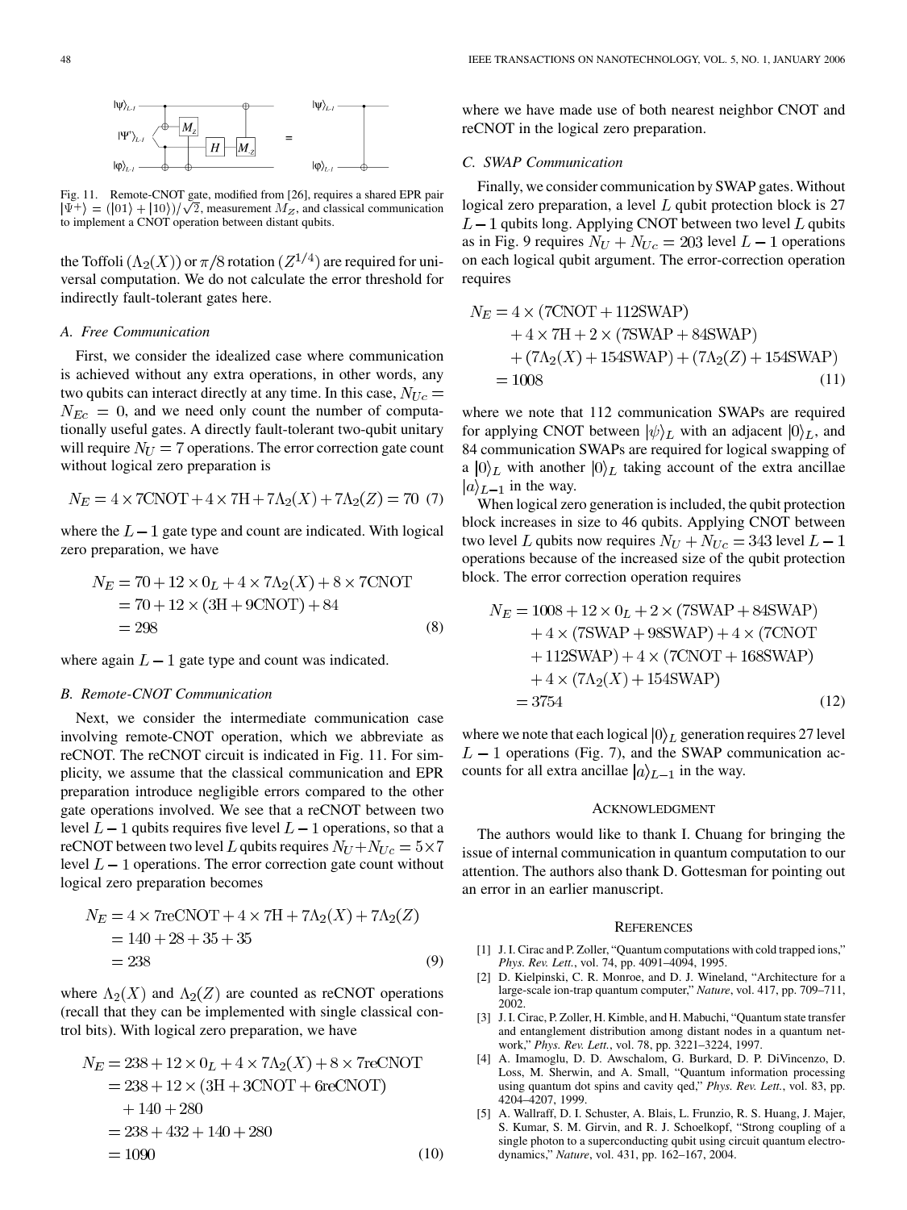Fig. 11. Remote-CNOT gate, modified from [26], requires a shared EPR pair $|\Psi^+\rangle = (|01\rangle + |10\rangle)/\sqrt{2}$, measurement $M_Z$, and classical communication to implement a CNOT operation between distant qubits.

the Toffoli $(\Lambda_2(X))$ or $\pi/8$ rotation $(Z^{1/4})$ are required for universal computation. We do not calculate the error threshold for indirectly fault-tolerant gates here.

### A. Free Communication

First, we consider the idealized case where communication is achieved without any extra operations, in other words, any two qubits can interact directly at any time. In this case, $N_{Uc} = N_{Ec} = 0$, and we need only count the number of computationally useful gates. A directly fault-tolerant two-qubit unitary will require $N_U = 7$ operations. The error correction gate count without logical zero preparation is

$$N_E = 4 \times 7\text{CNOT} + 4 \times 7\text{H} + 7\Lambda_2(X) + 7\Lambda_2(Z) = 70 \quad (7)$$

where the $L-1$ gate type and count are indicated. With logical zero preparation, we have

$$\begin{aligned} N_E &= 70 + 12 \times 0_L + 4 \times 7\Lambda_2(X) + 8 \times 7\text{CNOT} \\ &= 70 + 12 \times (3\text{H} + 9\text{CNOT}) + 84 \\ &= 298 \end{aligned} \quad (8)$$

where again $L-1$ gate type and count was indicated.

### B. Remote-CNOT Communication

Next, we consider the intermediate communication case involving remote-CNOT operation, which we abbreviate as reCNOT. The reCNOT circuit is indicated in Fig. 11. For simplicity, we assume that the classical communication and EPR preparation introduce negligible errors compared to the other gate operations involved. We see that a reCNOT between two level $L-1$ qubits requires five level $L-1$ operations, so that a reCNOT between two level $L$ qubits requires $N_U + N_{Uc} = 5 \times 7$ level $L-1$ operations. The error correction gate count without logical zero preparation becomes

$$\begin{aligned} N_E &= 4 \times 7\text{reCNOT} + 4 \times 7\text{H} + 7\Lambda_2(X) + 7\Lambda_2(Z) \\ &= 140 + 28 + 35 + 35 \\ &= 238 \end{aligned} \quad (9)$$

where $\Lambda_2(X)$ and $\Lambda_2(Z)$ are counted as reCNOT operations (recall that they can be implemented with single classical control bits). With logical zero preparation, we have

$$\begin{aligned} N_E &= 238 + 12 \times 0_L + 4 \times 7\Lambda_2(X) + 8 \times 7\text{reCNOT} \\ &= 238 + 12 \times (3\text{H} + 3\text{CNOT} + 6\text{reCNOT}) \\ &\quad + 140 + 280 \\ &= 238 + 432 + 140 + 280 \\ &= 1090 \end{aligned} \quad (10)$$

where we have made use of both nearest neighbor CNOT and reCNOT in the logical zero preparation.

### C. SWAP Communication

Finally, we consider communication by SWAP gates. Without logical zero preparation, a level $L$ qubit protection block is 27 $L-1$ qubits long. Applying CNOT between two level $L$ qubits as in Fig. 9 requires $N_U + N_{Uc} = 203$ level $L-1$ operations on each logical qubit argument. The error-correction operation requires

$$\begin{aligned} N_E &= 4 \times (7\text{CNOT} + 112\text{SWAP}) \\ &\quad + 4 \times 7\text{H} + 2 \times (7\text{SWAP} + 84\text{SWAP}) \\ &\quad + (7\Lambda_2(X) + 154\text{SWAP}) + (7\Lambda_2(Z) + 154\text{SWAP}) \\ &= 1008 \end{aligned} \quad (11)$$

where we note that 112 communication SWAPs are required for applying CNOT between $|\psi\rangle_L$ with an adjacent $|0\rangle_L$, and 84 communication SWAPs are required for logical swapping of a $|0\rangle_L$ with another $|0\rangle_L$ taking account of the extra ancillae $|a\rangle_{L-1}$ in the way.

When logical zero generation is included, the qubit protection block increases in size to 46 qubits. Applying CNOT between two level $L$ qubits now requires $N_U + N_{Uc} = 343$ level $L-1$ operations because of the increased size of the qubit protection block. The error correction operation requires

$$\begin{aligned} N_E &= 1008 + 12 \times 0_L + 2 \times (7\text{SWAP} + 84\text{SWAP}) \\ &\quad + 4 \times (7\text{SWAP} + 98\text{SWAP}) + 4 \times (7\text{CNOT} \\ &\quad + 112\text{SWAP}) + 4 \times (7\text{CNOT} + 168\text{SWAP}) \\ &\quad + 4 \times (7\Lambda_2(X) + 154\text{SWAP}) \\ &= 3754 \end{aligned} \quad (12)$$

where we note that each logical $|0\rangle_L$ generation requires 27 level $L-1$ operations (Fig. 7), and the SWAP communication accounts for all extra ancillae $|a\rangle_{L-1}$ in the way.

## Acknowledgment

The authors would like to thank I. Chuang for bringing the issue of internal communication in quantum computation to our attention. The authors also thank D. Gottesman for pointing out an error in an earlier manuscript.

## References

[1] J. I. Cirac and P. Zoller, "Quantum computations with cold trapped ions," *Phys. Rev. Lett.*, vol. 74, pp. 4091–4094, 1995.

[2] D. Kielpinski, C. R. Monroe, and D. J. Wineland, "Architecture for a large-scale ion-trap quantum computer," *Nature*, vol. 417, pp. 709–711, 2002.

[3] J. I. Cirac, P. Zoller, H. Kimble, and H. Mabuchi, "Quantum state transfer and entanglement distribution among distant nodes in a quantum network," *Phys. Rev. Lett.*, vol. 78, pp. 3221–3224, 1997.

[4] A. Imamoglu, D. D. Awschalom, G. Burkard, D. P. DiVincenzo, D. Loss, M. Sherwin, and A. Small, "Quantum information processing using quantum dot spins and cavity qed," *Phys. Rev. Lett.*, vol. 83, pp. 4204–4207, 1999.

[5] A. Wallraff, D. I. Schuster, A. Blais, L. Frunzio, R. S. Huang, J. Majer, S. Kumar, S. M. Girvin, and R. J. Schoelkopf, "Strong coupling of a single photon to a superconducting qubit using circuit quantum electrodynamics," *Nature*, vol. 431, pp. 162–167, 2004.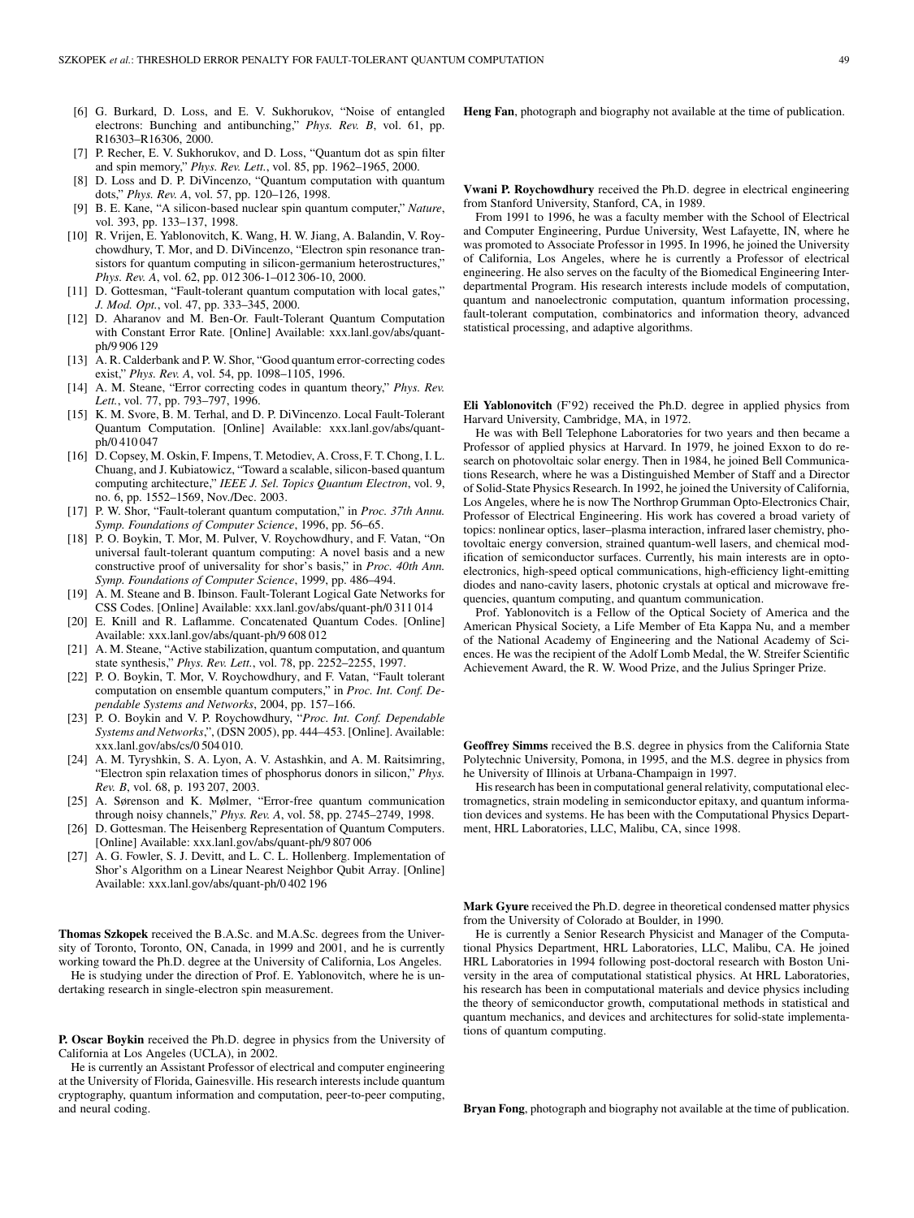[6] G. Burkard, D. Loss, and E. V. Sukhorukov, "Noise of entangled electrons: Bunching and antibunching," *Phys. Rev. B*, vol. 61, pp. R16303–R16306, 2000.

[7] P. Recher, E. V. Sukhorukov, and D. Loss, "Quantum dot as spin filter and spin memory," *Phys. Rev. Lett.*, vol. 85, pp. 1962–1965, 2000.

[8] D. Loss and D. P. DiVincenzo, "Quantum computation with quantum dots," *Phys. Rev. A*, vol. 57, pp. 120–126, 1998.

[9] B. E. Kane, "A silicon-based nuclear spin quantum computer," *Nature*, vol. 393, pp. 133–137, 1998.

[10] R. Vrijen, E. Yablonovitch, K. Wang, H. W. Jiang, A. Balandin, V. Roychowdhury, T. Mor, and D. DiVincenzo, "Electron spin resonance transistors for quantum computing in silicon-germanium heterostructures," *Phys. Rev. A*, vol. 62, pp. 012 306-1–012 306-10, 2000.

[11] D. Gottesman, "Fault-tolerant quantum computation with local gates," *J. Mod. Opt.*, vol. 47, pp. 333–345, 2000.

[12] D. Aharanov and M. Ben-Or. Fault-Tolerant Quantum Computation with Constant Error Rate. [Online] Available: xxx.lanl.gov/abs/quant-ph/9 906 129

[13] A. R. Calderbank and P. W. Shor, "Good quantum error-correcting codes exist," *Phys. Rev. A*, vol. 54, pp. 1098–1105, 1996.

[14] A. M. Steane, "Error correcting codes in quantum theory," *Phys. Rev. Lett.*, vol. 77, pp. 793–797, 1996.

[15] K. M. Svore, B. M. Terhal, and D. P. DiVincenzo. Local Fault-Tolerant Quantum Computation. [Online] Available: xxx.lanl.gov/abs/quant-ph/0 410 047

[16] D. Copsey, M. Oskin, F. Impens, T. Metodiev, A. Cross, F. T. Chong, I. L. Chuang, and J. Kubiatowicz, "Toward a scalable, silicon-based quantum computing architecture," *IEEE J. Sel. Topics Quantum Electron*, vol. 9, no. 6, pp. 1552–1569, Nov./Dec. 2003.

[17] P. W. Shor, "Fault-tolerant quantum computation," in *Proc. 37th Annu. Symp. Foundations of Computer Science*, 1996, pp. 56–65.

[18] P. O. Boykin, T. Mor, M. Pulver, V. Roychowdhury, and F. Vatan, "On universal fault-tolerant quantum computing: A novel basis and a new constructive proof of universality for shor's basis," in *Proc. 40th Ann. Symp. Foundations of Computer Science*, 1999, pp. 486–494.

[19] A. M. Steane and B. Ibinson. Fault-Tolerant Logical Gate Networks for CSS Codes. [Online] Available: xxx.lanl.gov/abs/quant-ph/0 311 014

[20] E. Knill and R. Laflamme. Concatenated Quantum Codes. [Online] Available: xxx.lanl.gov/abs/quant-ph/9 608 012

[21] A. M. Steane, "Active stabilization, quantum computation, and quantum state synthesis," *Phys. Rev. Lett.*, vol. 78, pp. 2252–2255, 1997.

[22] P. O. Boykin, T. Mor, V. Roychowdhury, and F. Vatan, "Fault tolerant computation on ensemble quantum computers," in *Proc. Int. Conf. Dependable Systems and Networks*, 2004, pp. 157–166.

[23] P. O. Boykin and V. P. Roychowdhury, "*Proc. Int. Conf. Dependable Systems and Networks*,", (DSN 2005), pp. 444–453. [Online]. Available: xxx.lanl.gov/abs/cs/0 504 010.

[24] A. M. Tyryshkin, S. A. Lyon, A. V. Astashkin, and A. M. Raitsimring, "Electron spin relaxation times of phosphorus donors in silicon," *Phys. Rev. B*, vol. 68, p. 193 207, 2003.

[25] A. Sørenson and K. Mølmer, "Error-free quantum communication through noisy channels," *Phys. Rev. A*, vol. 58, pp. 2745–2749, 1998.

[26] D. Gottesman. The Heisenberg Representation of Quantum Computers. [Online] Available: xxx.lanl.gov/abs/quant-ph/9 807 006

[27] A. G. Fowler, S. J. Devitt, and L. C. L. Hollenberg. Implementation of Shor's Algorithm on a Linear Nearest Neighbor Qubit Array. [Online] Available: xxx.lanl.gov/abs/quant-ph/0 402 196

**Thomas Szkopek** received the B.A.Sc. and M.A.Sc. degrees from the University of Toronto, Toronto, ON, Canada, in 1999 and 2001, and he is currently working toward the Ph.D. degree at the University of California, Los Angeles.

He is studying under the direction of Prof. E. Yablonovitch, where he is undertaking research in single-electron spin measurement.

**P. Oscar Boykin** received the Ph.D. degree in physics from the University of California at Los Angeles (UCLA), in 2002.

He is currently an Assistant Professor of electrical and computer engineering at the University of Florida, Gainesville. His research interests include quantum cryptography, quantum information and computation, peer-to-peer computing, and neural coding.

**Heng Fan**, photograph and biography not available at the time of publication.

**Vwani P. Roychowdhury** received the Ph.D. degree in electrical engineering from Stanford University, Stanford, CA, in 1989.

From 1991 to 1996, he was a faculty member with the School of Electrical and Computer Engineering, Purdue University, West Lafayette, IN, where he was promoted to Associate Professor in 1995. In 1996, he joined the University of California, Los Angeles, where he is currently a Professor of electrical engineering. He also serves on the faculty of the Biomedical Engineering Interdepartmental Program. His research interests include models of computation, quantum and nanoelectronic computation, quantum information processing, fault-tolerant computation, combinatorics and information theory, advanced statistical processing, and adaptive algorithms.

**Eli Yablonovitch** (F'92) received the Ph.D. degree in applied physics from Harvard University, Cambridge, MA, in 1972.

He was with Bell Telephone Laboratories for two years and then became a Professor of applied physics at Harvard. In 1979, he joined Exxon to do research on photovoltaic solar energy. Then in 1984, he joined Bell Communications Research, where he was a Distinguished Member of Staff and a Director of Solid-State Physics Research. In 1992, he joined the University of California, Los Angeles, where he is now The Northrop Grumman Opto-Electronics Chair, Professor of Electrical Engineering. His work has covered a broad variety of topics: nonlinear optics, laser–plasma interaction, infrared laser chemistry, photovoltaic energy conversion, strained quantum-well lasers, and chemical modification of semiconductor surfaces. Currently, his main interests are in optoelectronics, high-speed optical communications, high-efficiency light-emitting diodes and nano-cavity lasers, photonic crystals at optical and microwave frequencies, quantum computing, and quantum communication.

Prof. Yablonovitch is a Fellow of the Optical Society of America and the American Physical Society, a Life Member of Eta Kappa Nu, and a member of the National Academy of Engineering and the National Academy of Sciences. He was the recipient of the Adolf Lomb Medal, the W. Streifer Scientific Achievement Award, the R. W. Wood Prize, and the Julius Springer Prize.

**Geoffrey Simms** received the B.S. degree in physics from the California State Polytechnic University, Pomona, in 1995, and the M.S. degree in physics from he University of Illinois at Urbana-Champaign in 1997.

His research has been in computational general relativity, computational electromagnetics, strain modeling in semiconductor epitaxy, and quantum information devices and systems. He has been with the Computational Physics Department, HRL Laboratories, LLC, Malibu, CA, since 1998.

**Mark Gyure** received the Ph.D. degree in theoretical condensed matter physics from the University of Colorado at Boulder, in 1990.

He is currently a Senior Research Physicist and Manager of the Computational Physics Department, HRL Laboratories, LLC, Malibu, CA. He joined HRL Laboratories in 1994 following post-doctoral research with Boston University in the area of computational statistical physics. At HRL Laboratories, his research has been in computational materials and device physics including the theory of semiconductor growth, computational methods in statistical and quantum mechanics, and devices and architectures for solid-state implementations of quantum computing.

**Bryan Fong**, photograph and biography not available at the time of publication.